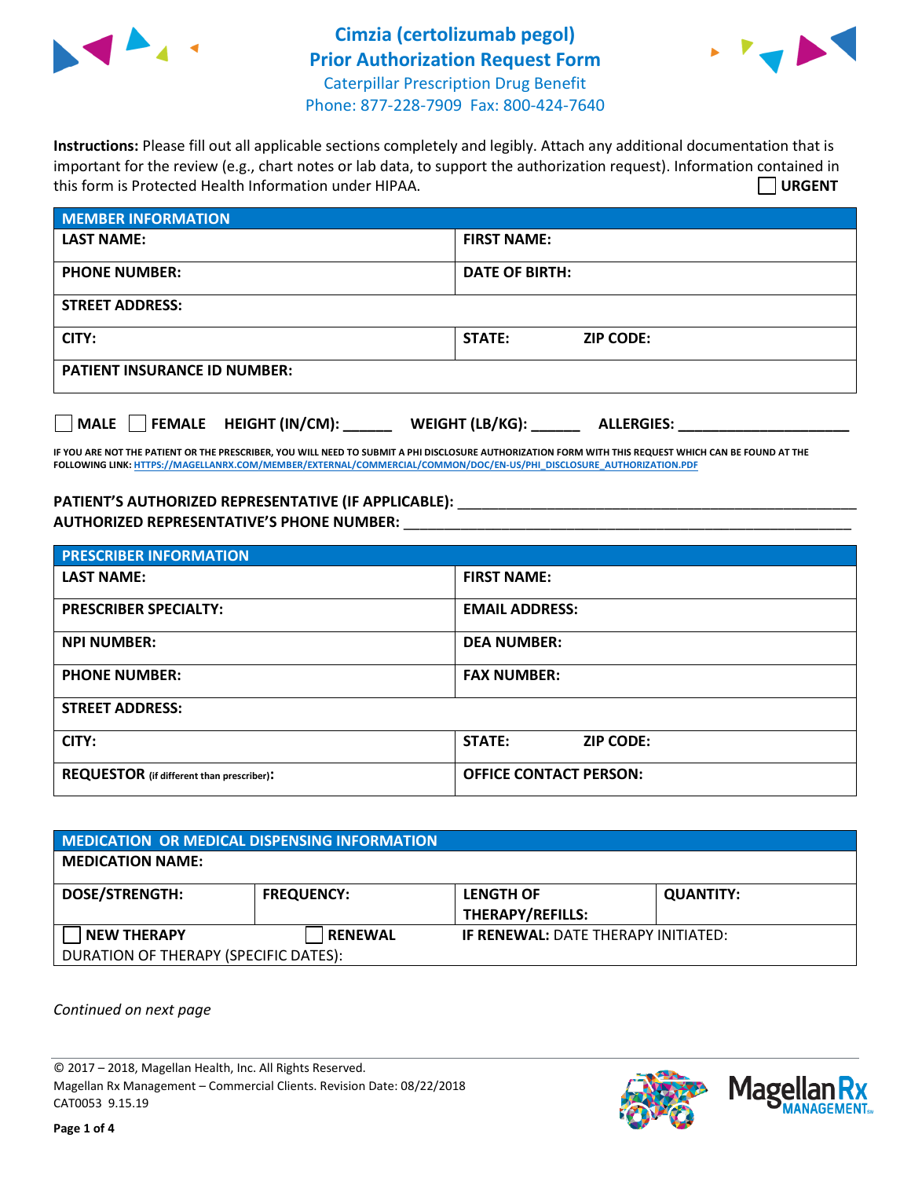# Cimzia (certolizumab pegol) Prior Authorization Request Form

Caterpillar Prescription Drug Benefit
Phone: 877-228-7909 Fax: 800-424-7640

**Instructions:** Please fill out all applicable sections completely and legibly. Attach any additional documentation that is important for the review (e.g., chart notes or lab data, to support the authorization request). Information contained in this form is Protected Health Information under HIPAA.

☐ **URGENT**

| MEMBER INFORMATION | | |
|---|---|---|
| **LAST NAME:** | **FIRST NAME:** | |
| **PHONE NUMBER:** | **DATE OF BIRTH:** | |
| **STREET ADDRESS:** | | |
| **CITY:** | **STATE:** | **ZIP CODE:** |
| **PATIENT INSURANCE ID NUMBER:** | | |

☐ **MALE** ☐ **FEMALE** **HEIGHT (IN/CM):** ______ **WEIGHT (LB/KG):** ______ **ALLERGIES:** ____________________

**IF YOU ARE NOT THE PATIENT OR THE PRESCRIBER, YOU WILL NEED TO SUBMIT A PHI DISCLOSURE AUTHORIZATION FORM WITH THIS REQUEST WHICH CAN BE FOUND AT THE FOLLOWING LINK: HTTPS://MAGELLANRX.COM/MEMBER/EXTERNAL/COMMERCIAL/COMMON/DOC/EN-US/PHI_DISCLOSURE_AUTHORIZATION.PDF**

**PATIENT'S AUTHORIZED REPRESENTATIVE (IF APPLICABLE):** ____________________________________________
**AUTHORIZED REPRESENTATIVE'S PHONE NUMBER:** ____________________________________________

| PRESCRIBER INFORMATION | | |
|---|---|---|
| **LAST NAME:** | **FIRST NAME:** | |
| **PRESCRIBER SPECIALTY:** | **EMAIL ADDRESS:** | |
| **NPI NUMBER:** | **DEA NUMBER:** | |
| **PHONE NUMBER:** | **FAX NUMBER:** | |
| **STREET ADDRESS:** | | |
| **CITY:** | **STATE:** | **ZIP CODE:** |
| **REQUESTOR** (if different than prescriber)**:** | **OFFICE CONTACT PERSON:** | |

| MEDICATION OR MEDICAL DISPENSING INFORMATION | | | |
|---|---|---|---|
| **MEDICATION NAME:** | | | |
| **DOSE/STRENGTH:** | **FREQUENCY:** | **LENGTH OF THERAPY/REFILLS:** | **QUANTITY:** |
| ☐ **NEW THERAPY** | ☐ **RENEWAL** | **IF RENEWAL:** DATE THERAPY INITIATED: | |
| DURATION OF THERAPY (SPECIFIC DATES): | | | |

*Continued on next page*

© 2017 – 2018, Magellan Health, Inc. All Rights Reserved.
Magellan Rx Management – Commercial Clients. Revision Date: 08/22/2018
CAT0053 9.15.19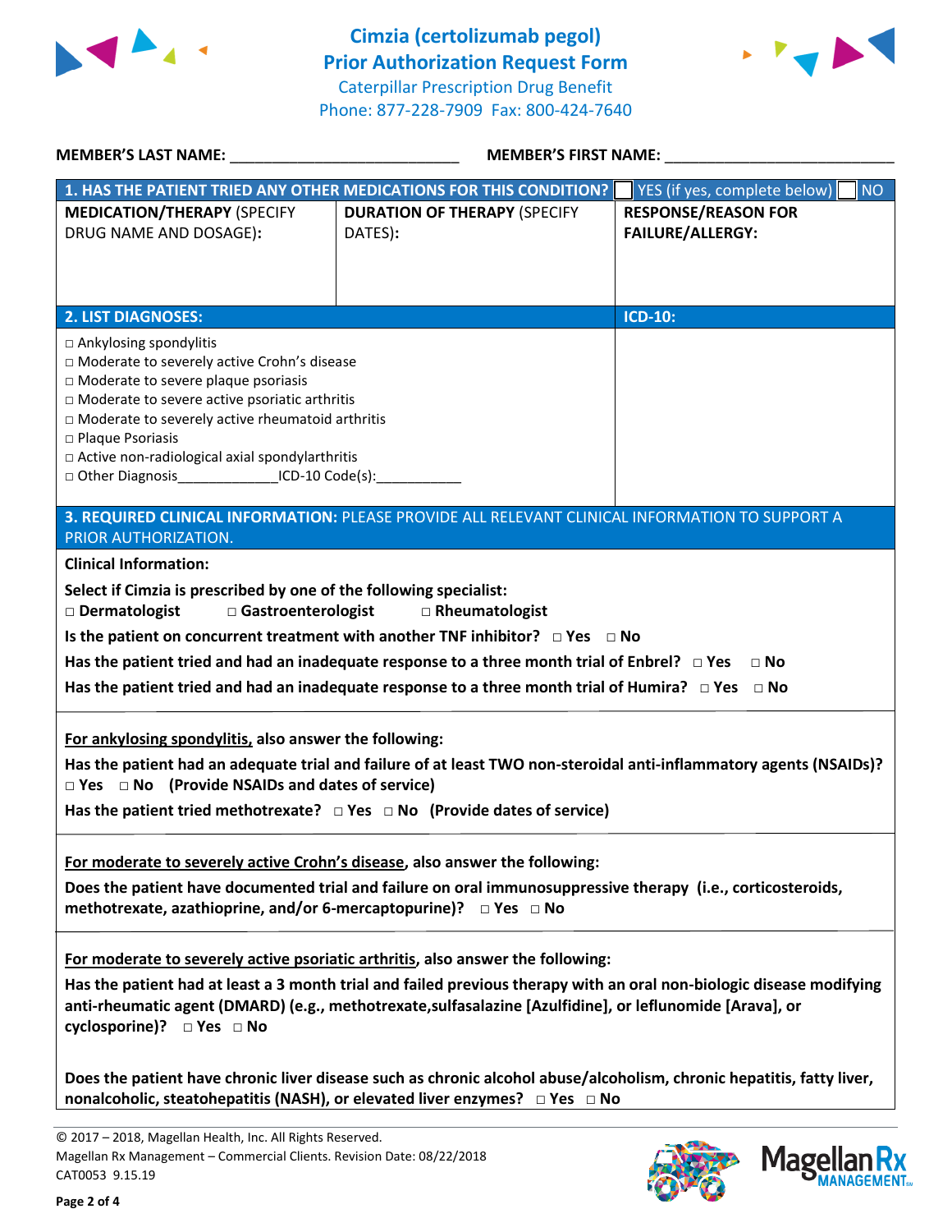# Cimzia (certolizumab pegol) Prior Authorization Request Form

Caterpillar Prescription Drug Benefit
Phone: 877-228-7909 Fax: 800-424-7640

**MEMBER'S LAST NAME:** ___________________________ **MEMBER'S FIRST NAME:** ___________________________

| **1. HAS THE PATIENT TRIED ANY OTHER MEDICATIONS FOR THIS CONDITION?** | | ☐ YES (if yes, complete below) ☐ NO |
|---|---|---|
| **MEDICATION/THERAPY** (SPECIFY DRUG NAME AND DOSAGE): | **DURATION OF THERAPY** (SPECIFY DATES): | **RESPONSE/REASON FOR FAILURE/ALLERGY:** |
| | | |

| **2. LIST DIAGNOSES:** | **ICD-10:** |
|---|---|
| □ Ankylosing spondylitis<br>□ Moderate to severely active Crohn's disease<br>□ Moderate to severe plaque psoriasis<br>□ Moderate to severe active psoriatic arthritis<br>□ Moderate to severely active rheumatoid arthritis<br>□ Plaque Psoriasis<br>□ Active non-radiological axial spondylarthritis<br>□ Other Diagnosis_____________ICD-10 Code(s):___________ | |

**3. REQUIRED CLINICAL INFORMATION:** PLEASE PROVIDE ALL RELEVANT CLINICAL INFORMATION TO SUPPORT A PRIOR AUTHORIZATION.

**Clinical Information:**

**Select if Cimzia is prescribed by one of the following specialist:**
**□ Dermatologist □ Gastroenterologist □ Rheumatologist**

**Is the patient on concurrent treatment with another TNF inhibitor? □ Yes □ No**

**Has the patient tried and had an inadequate response to a three month trial of Enbrel? □ Yes □ No**

**Has the patient tried and had an inadequate response to a three month trial of Humira? □ Yes □ No**

**For ankylosing spondylitis, also answer the following:**

**Has the patient had an adequate trial and failure of at least TWO non-steroidal anti-inflammatory agents (NSAIDs)? □ Yes □ No (Provide NSAIDs and dates of service)**

**Has the patient tried methotrexate? □ Yes □ No (Provide dates of service)**

**For moderate to severely active Crohn's disease, also answer the following:**

**Does the patient have documented trial and failure on oral immunosuppressive therapy (i.e., corticosteroids, methotrexate, azathioprine, and/or 6-mercaptopurine)? □ Yes □ No**

**For moderate to severely active psoriatic arthritis, also answer the following:**

**Has the patient had at least a 3 month trial and failed previous therapy with an oral non-biologic disease modifying anti-rheumatic agent (DMARD) (e.g., methotrexate,sulfasalazine [Azulfidine], or leflunomide [Arava], or cyclosporine)? □ Yes □ No**

**Does the patient have chronic liver disease such as chronic alcohol abuse/alcoholism, chronic hepatitis, fatty liver, nonalcoholic, steatohepatitis (NASH), or elevated liver enzymes? □ Yes □ No**

© 2017 – 2018, Magellan Health, Inc. All Rights Reserved.
Magellan Rx Management – Commercial Clients. Revision Date: 08/22/2018
CAT0053 9.15.19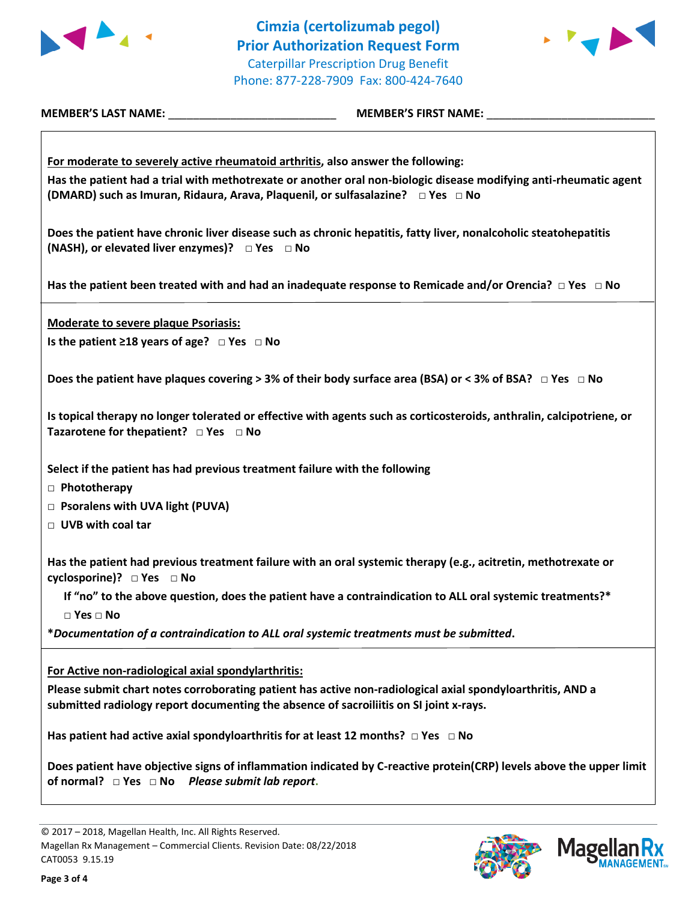# Cimzia (certolizumab pegol) Prior Authorization Request Form

Caterpillar Prescription Drug Benefit
Phone: 877-228-7909 Fax: 800-424-7640

**MEMBER'S LAST NAME:** ___________________________ **MEMBER'S FIRST NAME:** ___________________________

**For moderate to severely active rheumatoid arthritis, also answer the following:**

**Has the patient had a trial with methotrexate or another oral non-biologic disease modifying anti-rheumatic agent (DMARD) such as Imuran, Ridaura, Arava, Plaquenil, or sulfasalazine?** □ Yes □ No

**Does the patient have chronic liver disease such as chronic hepatitis, fatty liver, nonalcoholic steatohepatitis (NASH), or elevated liver enzymes)?** □ Yes □ No

**Has the patient been treated with and had an inadequate response to Remicade and/or Orencia?** □ Yes □ No

**Moderate to severe plaque Psoriasis:**

**Is the patient ≥18 years of age?** □ Yes □ No

**Does the patient have plaques covering > 3% of their body surface area (BSA) or < 3% of BSA?** □ Yes □ No

**Is topical therapy no longer tolerated or effective with agents such as corticosteroids, anthralin, calcipotriene, or Tazarotene for thepatient?** □ Yes □ No

**Select if the patient has had previous treatment failure with the following**

- □ **Phototherapy**
- □ **Psoralens with UVA light (PUVA)**
- □ **UVB with coal tar**

**Has the patient had previous treatment failure with an oral systemic therapy (e.g., acitretin, methotrexate or cyclosporine)?** □ Yes □ No

**If "no" to the above question, does the patient have a contraindication to ALL oral systemic treatments?*** □ Yes □ No

***Documentation of a contraindication to ALL oral systemic treatments must be submitted.***

**For Active non-radiological axial spondylarthritis:**

**Please submit chart notes corroborating patient has active non-radiological axial spondyloarthritis, AND a submitted radiology report documenting the absence of sacroiliitis on SI joint x-rays.**

**Has patient had active axial spondyloarthritis for at least 12 months?** □ Yes □ No

**Does patient have objective signs of inflammation indicated by C-reactive protein(CRP) levels above the upper limit of normal?** □ Yes □ No ***Please submit lab report.***

© 2017 – 2018, Magellan Health, Inc. All Rights Reserved.
Magellan Rx Management – Commercial Clients. Revision Date: 08/22/2018
CAT0053 9.15.19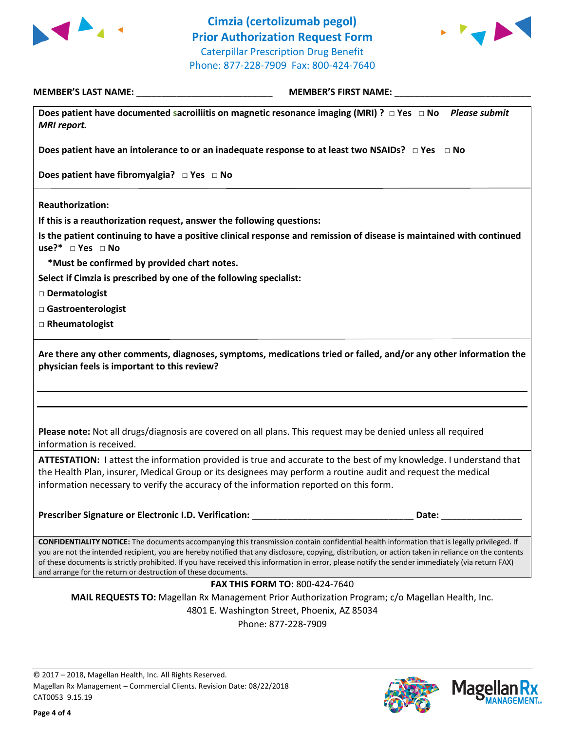# Cimzia (certolizumab pegol) Prior Authorization Request Form

Caterpillar Prescription Drug Benefit
Phone: 877-228-7909 Fax: 800-424-7640

**MEMBER'S LAST NAME:** ___________________________ **MEMBER'S FIRST NAME:** ___________________________

**Does patient have documented sacroiliitis on magnetic resonance imaging (MRI) ?** □ Yes □ No *Please submit MRI report.*

**Does patient have an intolerance to or an inadequate response to at least two NSAIDs?** □ Yes □ No

**Does patient have fibromyalgia?** □ Yes □ No

**Reauthorization:**

**If this is a reauthorization request, answer the following questions:**

**Is the patient continuing to have a positive clinical response and remission of disease is maintained with continued use?*** □ Yes □ No

**\*Must be confirmed by provided chart notes.**

**Select if Cimzia is prescribed by one of the following specialist:**

□ **Dermatologist**

□ **Gastroenterologist**

□ **Rheumatologist**

**Are there any other comments, diagnoses, symptoms, medications tried or failed, and/or any other information the physician feels is important to this review?**

_______________________________________________________________

_______________________________________________________________

**Please note:** Not all drugs/diagnosis are covered on all plans. This request may be denied unless all required information is received.

**ATTESTATION:** I attest the information provided is true and accurate to the best of my knowledge. I understand that the Health Plan, insurer, Medical Group or its designees may perform a routine audit and request the medical information necessary to verify the accuracy of the information reported on this form.

**Prescriber Signature or Electronic I.D. Verification:** ________________________________ **Date:** ________________

**CONFIDENTIALITY NOTICE:** The documents accompanying this transmission contain confidential health information that is legally privileged. If you are not the intended recipient, you are hereby notified that any disclosure, copying, distribution, or action taken in reliance on the contents of these documents is strictly prohibited. If you have received this information in error, please notify the sender immediately (via return FAX) and arrange for the return or destruction of these documents.

**FAX THIS FORM TO:** 800-424-7640

**MAIL REQUESTS TO:** Magellan Rx Management Prior Authorization Program; c/o Magellan Health, Inc.
4801 E. Washington Street, Phoenix, AZ 85034
Phone: 877-228-7909

© 2017 – 2018, Magellan Health, Inc. All Rights Reserved.
Magellan Rx Management – Commercial Clients. Revision Date: 08/22/2018
CAT0053 9.15.19